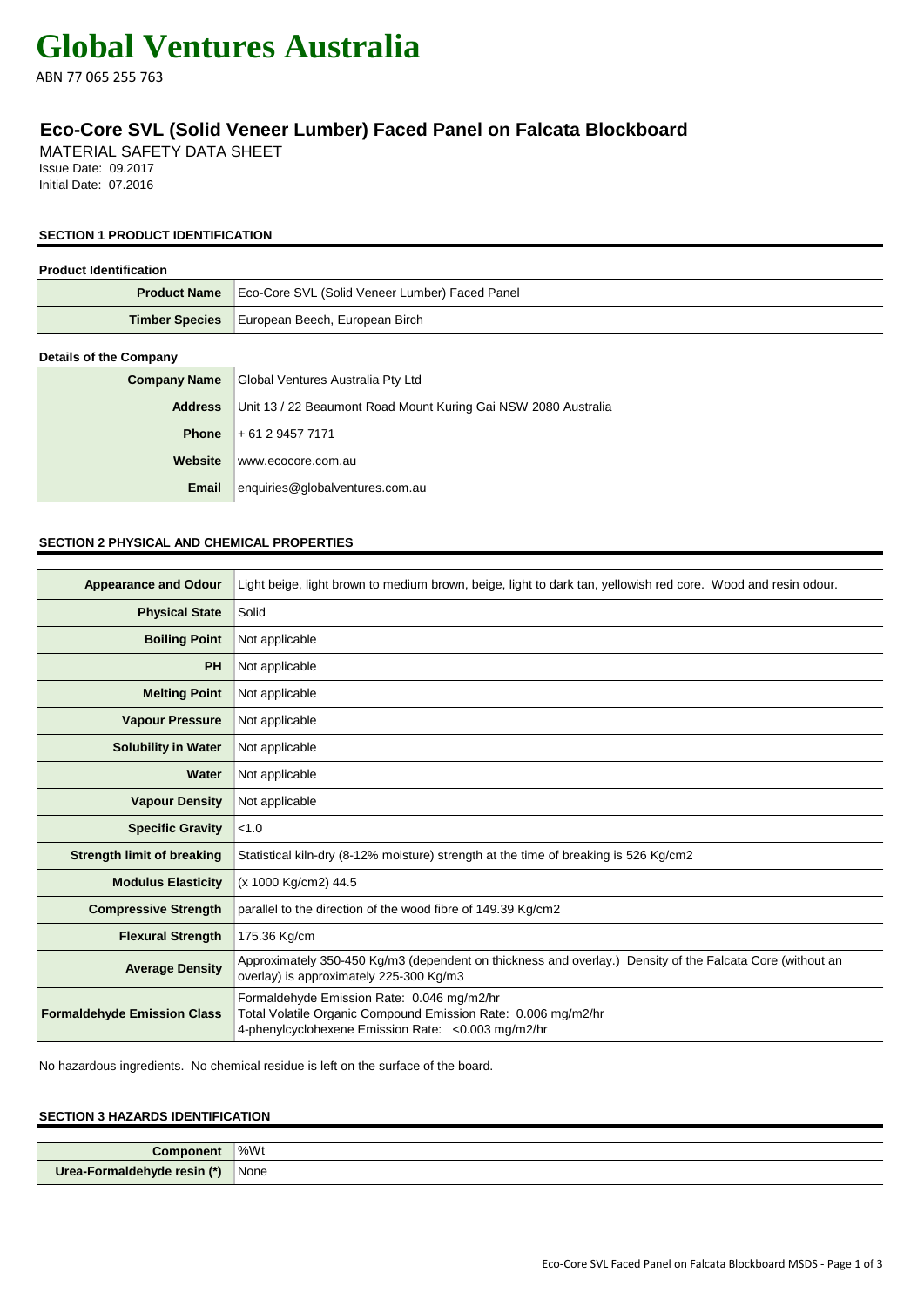# Global Ventures Australia

ABN 77 065 255 763

## Eco-Core SVL (Solid Veneer Lumber) Faced Panel on Falcata Blockboard

MATERIAL SAFETY DATA SHEET
Issue Date: 09.2017
Initial Date: 07.2016

### SECTION 1 PRODUCT IDENTIFICATION

**Product Identification**

| | |
|---|---|
| **Product Name** | Eco-Core SVL (Solid Veneer Lumber) Faced Panel |
| **Timber Species** | European Beech, European Birch |

**Details of the Company**

| | |
|---|---|
| **Company Name** | Global Ventures Australia Pty Ltd |
| **Address** | Unit 13 / 22 Beaumont Road Mount Kuring Gai NSW 2080 Australia |
| **Phone** | + 61 2 9457 7171 |
| **Website** | www.ecocore.com.au |
| **Email** | enquiries@globalventures.com.au |

### SECTION 2 PHYSICAL AND CHEMICAL PROPERTIES

| | |
|---|---|
| **Appearance and Odour** | Light beige, light brown to medium brown, beige, light to dark tan, yellowish red core. Wood and resin odour. |
| **Physical State** | Solid |
| **Boiling Point** | Not applicable |
| **PH** | Not applicable |
| **Melting Point** | Not applicable |
| **Vapour Pressure** | Not applicable |
| **Solubility in Water** | Not applicable |
| **Water** | Not applicable |
| **Vapour Density** | Not applicable |
| **Specific Gravity** | <1.0 |
| **Strength limit of breaking** | Statistical kiln-dry (8-12% moisture) strength at the time of breaking is 526 Kg/cm2 |
| **Modulus Elasticity** | (x 1000 Kg/cm2) 44.5 |
| **Compressive Strength** | parallel to the direction of the wood fibre of 149.39 Kg/cm2 |
| **Flexural Strength** | 175.36 Kg/cm |
| **Average Density** | Approximately 350-450 Kg/m3 (dependent on thickness and overlay.) Density of the Falcata Core (without an overlay) is approximately 225-300 Kg/m3 |
| **Formaldehyde Emission Class** | Formaldehyde Emission Rate: 0.046 mg/m2/hr<br>Total Volatile Organic Compound Emission Rate: 0.006 mg/m2/hr<br>4-phenylcyclohexene Emission Rate: <0.003 mg/m2/hr |

No hazardous ingredients. No chemical residue is left on the surface of the board.

### SECTION 3 HAZARDS IDENTIFICATION

| **Component** | %Wt |
|---|---|
| **Urea-Formaldehyde resin (*)** | None |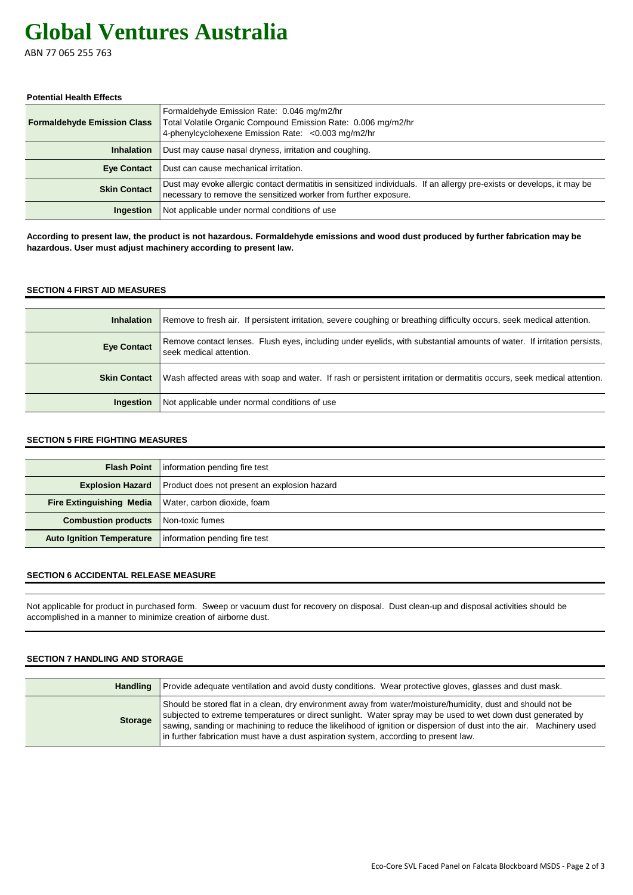# Global Ventures Australia

ABN 77 065 255 763

**Potential Health Effects**

| | |
|---|---|
| **Formaldehyde Emission Class** | Formaldehyde Emission Rate: 0.046 mg/m2/hr<br>Total Volatile Organic Compound Emission Rate: 0.006 mg/m2/hr<br>4-phenylcyclohexene Emission Rate: <0.003 mg/m2/hr |
| **Inhalation** | Dust may cause nasal dryness, irritation and coughing. |
| **Eye Contact** | Dust can cause mechanical irritation. |
| **Skin Contact** | Dust may evoke allergic contact dermatitis in sensitized individuals. If an allergy pre-exists or develops, it may be necessary to remove the sensitized worker from further exposure. |
| **Ingestion** | Not applicable under normal conditions of use |

**According to present law, the product is not hazardous. Formaldehyde emissions and wood dust produced by further fabrication may be hazardous. User must adjust machinery according to present law.**

## SECTION 4 FIRST AID MEASURES

| | |
|---|---|
| **Inhalation** | Remove to fresh air. If persistent irritation, severe coughing or breathing difficulty occurs, seek medical attention. |
| **Eye Contact** | Remove contact lenses. Flush eyes, including under eyelids, with substantial amounts of water. If irritation persists, seek medical attention. |
| **Skin Contact** | Wash affected areas with soap and water. If rash or persistent irritation or dermatitis occurs, seek medical attention. |
| **Ingestion** | Not applicable under normal conditions of use |

## SECTION 5 FIRE FIGHTING MEASURES

| | |
|---|---|
| **Flash Point** | information pending fire test |
| **Explosion Hazard** | Product does not present an explosion hazard |
| **Fire Extinguishing Media** | Water, carbon dioxide, foam |
| **Combustion products** | Non-toxic fumes |
| **Auto Ignition Temperature** | information pending fire test |

## SECTION 6 ACCIDENTAL RELEASE MEASURE

Not applicable for product in purchased form. Sweep or vacuum dust for recovery on disposal. Dust clean-up and disposal activities should be accomplished in a manner to minimize creation of airborne dust.

## SECTION 7 HANDLING AND STORAGE

| | |
|---|---|
| **Handling** | Provide adequate ventilation and avoid dusty conditions. Wear protective gloves, glasses and dust mask. |
| **Storage** | Should be stored flat in a clean, dry environment away from water/moisture/humidity, dust and should not be subjected to extreme temperatures or direct sunlight. Water spray may be used to wet down dust generated by sawing, sanding or machining to reduce the likelihood of ignition or dispersion of dust into the air. Machinery used in further fabrication must have a dust aspiration system, according to present law. |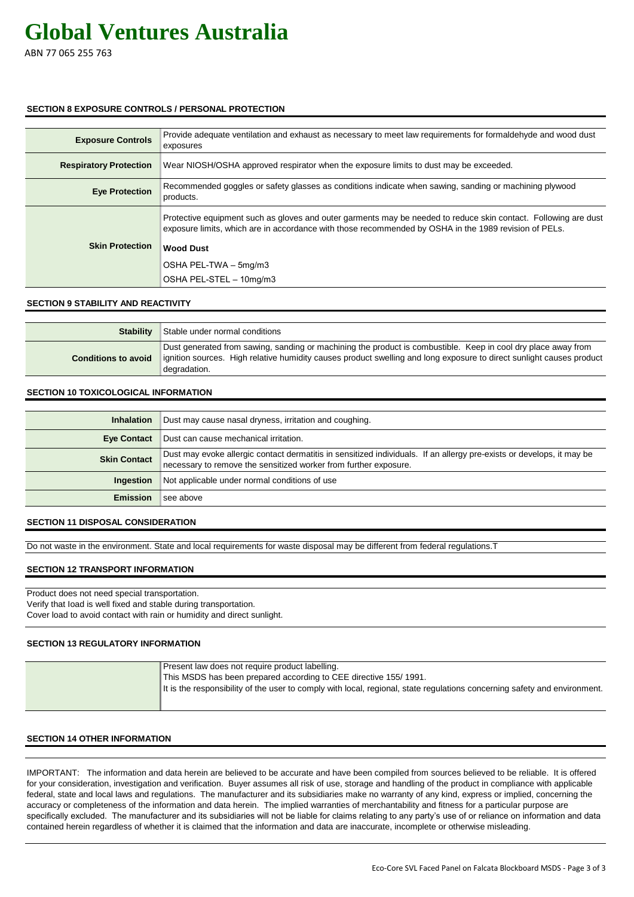# Global Ventures Australia

ABN 77 065 255 763

## SECTION 8 EXPOSURE CONTROLS / PERSONAL PROTECTION

| | |
|---|---|
| **Exposure Controls** | Provide adequate ventilation and exhaust as necessary to meet law requirements for formaldehyde and wood dust exposures |
| **Respiratory Protection** | Wear NIOSH/OSHA approved respirator when the exposure limits to dust may be exceeded. |
| **Eye Protection** | Recommended goggles or safety glasses as conditions indicate when sawing, sanding or machining plywood products. |
| **Skin Protection** | Protective equipment such as gloves and outer garments may be needed to reduce skin contact. Following are dust exposure limits, which are in accordance with those recommended by OSHA in the 1989 revision of PELs.<br>**Wood Dust**<br>OSHA PEL-TWA – 5mg/m3<br>OSHA PEL-STEL – 10mg/m3 |

## SECTION 9 STABILITY AND REACTIVITY

| | |
|---|---|
| **Stability** | Stable under normal conditions |
| **Conditions to avoid** | Dust generated from sawing, sanding or machining the product is combustible. Keep in cool dry place away from ignition sources. High relative humidity causes product swelling and long exposure to direct sunlight causes product degradation. |

## SECTION 10 TOXICOLOGICAL INFORMATION

| | |
|---|---|
| **Inhalation** | Dust may cause nasal dryness, irritation and coughing. |
| **Eye Contact** | Dust can cause mechanical irritation. |
| **Skin Contact** | Dust may evoke allergic contact dermatitis in sensitized individuals. If an allergy pre-exists or develops, it may be necessary to remove the sensitized worker from further exposure. |
| **Ingestion** | Not applicable under normal conditions of use |
| **Emission** | see above |

## SECTION 11 DISPOSAL CONSIDERATION

Do not waste in the environment. State and local requirements for waste disposal may be different from federal regulations.T

## SECTION 12 TRANSPORT INFORMATION

Product does not need special transportation.
Verify that load is well fixed and stable during transportation.
Cover load to avoid contact with rain or humidity and direct sunlight.

## SECTION 13 REGULATORY INFORMATION

| | |
|---|---|
| | Present law does not require product labelling.<br>This MSDS has been prepared according to CEE directive 155/ 1991.<br>It is the responsibility of the user to comply with local, regional, state regulations concerning safety and environment. |

## SECTION 14 OTHER INFORMATION

IMPORTANT: The information and data herein are believed to be accurate and have been compiled from sources believed to be reliable. It is offered for your consideration, investigation and verification. Buyer assumes all risk of use, storage and handling of the product in compliance with applicable federal, state and local laws and regulations. The manufacturer and its subsidiaries make no warranty of any kind, express or implied, concerning the accuracy or completeness of the information and data herein. The implied warranties of merchantability and fitness for a particular purpose are specifically excluded. The manufacturer and its subsidiaries will not be liable for claims relating to any party's use of or reliance on information and data contained herein regardless of whether it is claimed that the information and data are inaccurate, incomplete or otherwise misleading.